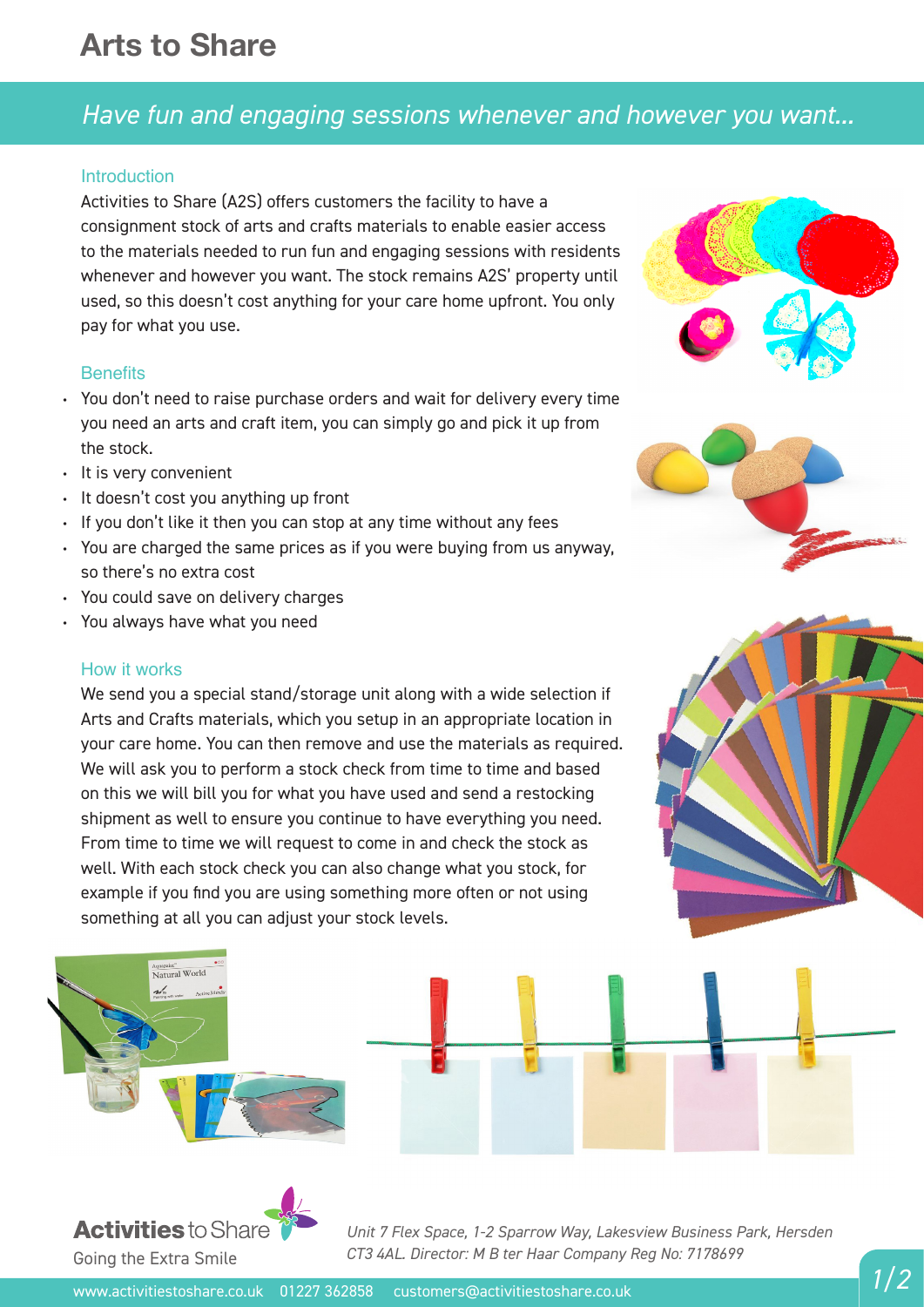# Arts to Share

## *Have fun and engaging sessions whenever and however you want...*

### Introduction

Activities to Share (A2S) offers customers the facility to have a consignment stock of arts and crafts materials to enable easier access to the materials needed to run fun and engaging sessions with residents whenever and however you want. The stock remains A2S' property until used, so this doesn't cost anything for your care home upfront. You only pay for what you use.

### Benefits

- You don't need to raise purchase orders and wait for delivery every time you need an arts and craft item, you can simply go and pick it up from the stock.
- It is very convenient
- It doesn't cost you anything up front
- If you don't like it then you can stop at any time without any fees
- You are charged the same prices as if you were buying from us anyway, so there's no extra cost
- You could save on delivery charges
- You always have what you need

### How it works

We send you a special stand/storage unit along with a wide selection if Arts and Crafts materials, which you setup in an appropriate location in your care home. You can then remove and use the materials as required. We will ask you to perform a stock check from time to time and based on this we will bill you for what you have used and send a restocking shipment as well to ensure you continue to have everything you need. From time to time we will request to come in and check the stock as well. With each stock check you can also change what you stock, for example if you find you are using something more often or not using something at all you can adjust your stock levels.

**Activities** to Share
Going the Extra Smile

*Unit 7 Flex Space, 1-2 Sparrow Way, Lakesview Business Park, Hersden CT3 4AL. Director: M B ter Haar Company Reg No: 7178699*

www.activitiestoshare.co.uk 01227 362858 customers@activitiestoshare.co.uk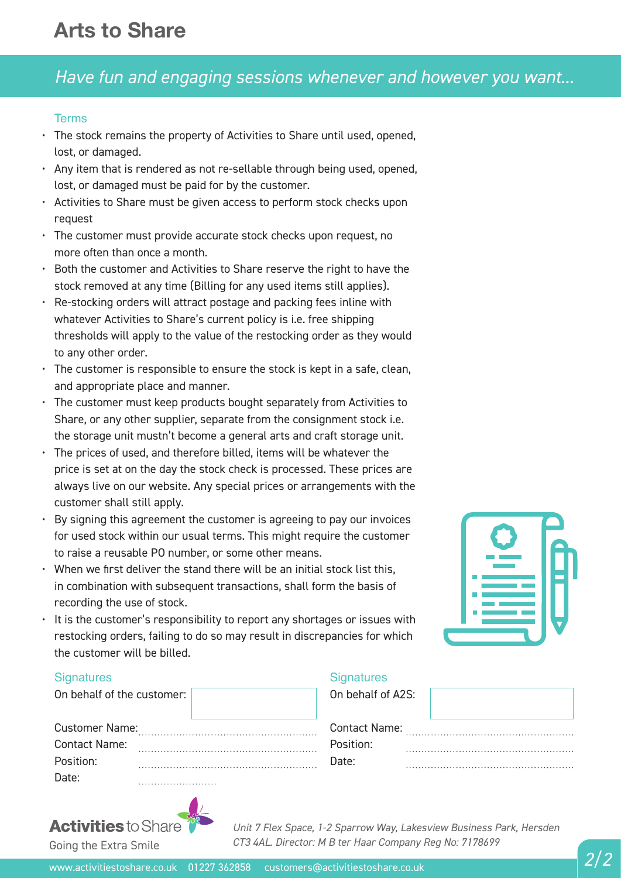# Arts to Share

*Have fun and engaging sessions whenever and however you want...*

## Terms

- The stock remains the property of Activities to Share until used, opened, lost, or damaged.
- Any item that is rendered as not re-sellable through being used, opened, lost, or damaged must be paid for by the customer.
- Activities to Share must be given access to perform stock checks upon request
- The customer must provide accurate stock checks upon request, no more often than once a month.
- Both the customer and Activities to Share reserve the right to have the stock removed at any time (Billing for any used items still applies).
- Re-stocking orders will attract postage and packing fees inline with whatever Activities to Share's current policy is i.e. free shipping thresholds will apply to the value of the restocking order as they would to any other order.
- The customer is responsible to ensure the stock is kept in a safe, clean, and appropriate place and manner.
- The customer must keep products bought separately from Activities to Share, or any other supplier, separate from the consignment stock i.e. the storage unit mustn't become a general arts and craft storage unit.
- The prices of used, and therefore billed, items will be whatever the price is set at on the day the stock check is processed. These prices are always live on our website. Any special prices or arrangements with the customer shall still apply.
- By signing this agreement the customer is agreeing to pay our invoices for used stock within our usual terms. This might require the customer to raise a reusable PO number, or some other means.
- When we first deliver the stand there will be an initial stock list this, in combination with subsequent transactions, shall form the basis of recording the use of stock.
- It is the customer's responsibility to report any shortages or issues with restocking orders, failing to do so may result in discrepancies for which the customer will be billed.

## Signatures

On behalf of the customer: ____________________

Customer Name: ..........................................................

Contact Name: ..........................................................

Position: ..........................................................

Date: ..........................

## Signatures

On behalf of A2S: ____________________

Contact Name: ..........................................................

Position: ..........................................................

Date: ..........................................................

**Activities** to Share

Going the Extra Smile

*Unit 7 Flex Space, 1-2 Sparrow Way, Lakesview Business Park, Hersden CT3 4AL. Director: M B ter Haar Company Reg No: 7178699*

www.activitiestoshare.co.uk 01227 362858 customers@activitiestoshare.co.uk